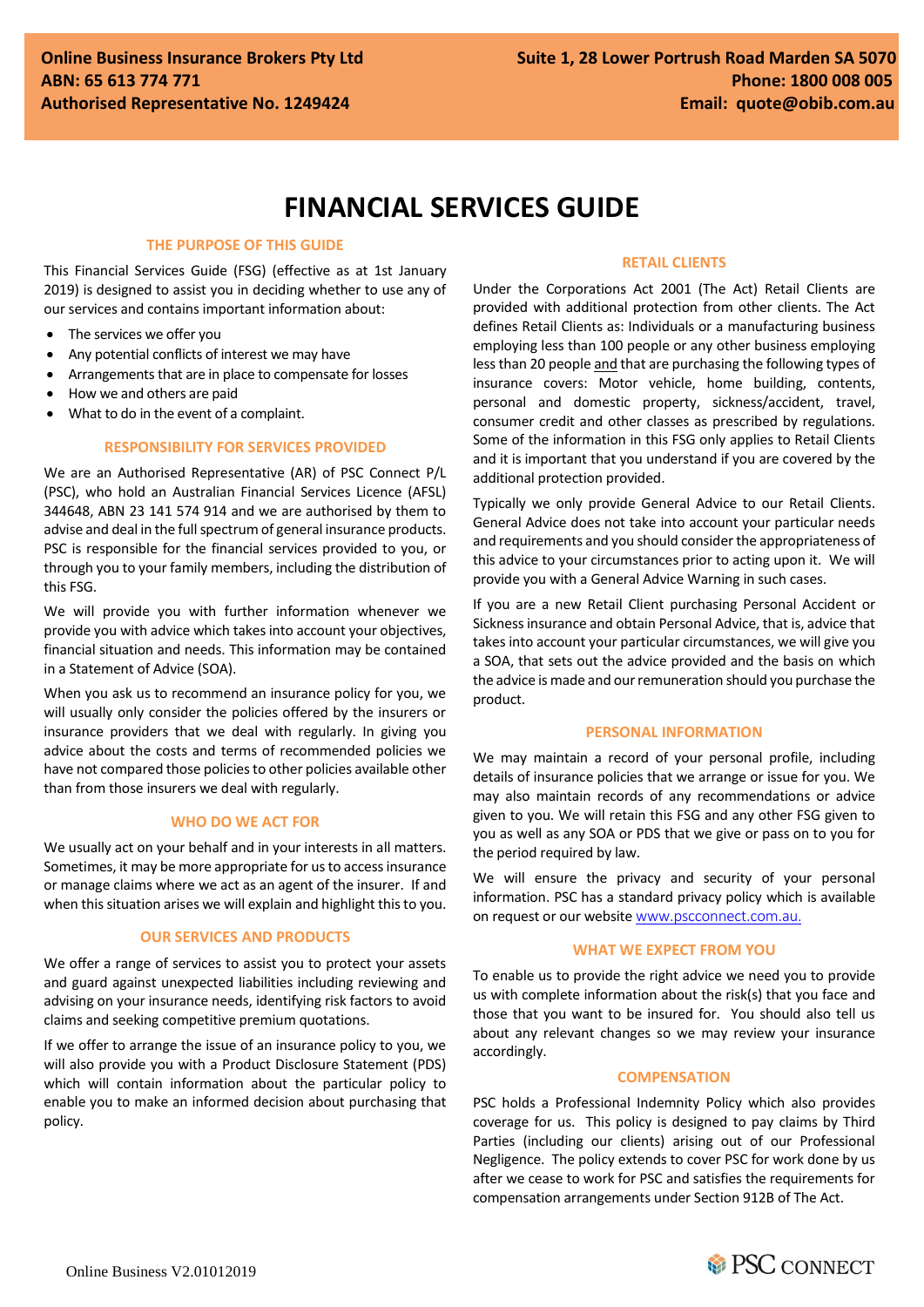**Online Business Insurance Brokers Pty Ltd**
**ABN: 65 613 774 771**
**Authorised Representative No. 1249424**

**Suite 1, 28 Lower Portrush Road Marden SA 5070**
**Phone: 1800 008 005**
**Email: quote@obib.com.au**

# FINANCIAL SERVICES GUIDE

## THE PURPOSE OF THIS GUIDE

This Financial Services Guide (FSG) (effective as at 1st January 2019) is designed to assist you in deciding whether to use any of our services and contains important information about:

- The services we offer you
- Any potential conflicts of interest we may have
- Arrangements that are in place to compensate for losses
- How we and others are paid
- What to do in the event of a complaint.

## RESPONSIBILITY FOR SERVICES PROVIDED

We are an Authorised Representative (AR) of PSC Connect P/L (PSC), who hold an Australian Financial Services Licence (AFSL) 344648, ABN 23 141 574 914 and we are authorised by them to advise and deal in the full spectrum of general insurance products. PSC is responsible for the financial services provided to you, or through you to your family members, including the distribution of this FSG.

We will provide you with further information whenever we provide you with advice which takes into account your objectives, financial situation and needs. This information may be contained in a Statement of Advice (SOA).

When you ask us to recommend an insurance policy for you, we will usually only consider the policies offered by the insurers or insurance providers that we deal with regularly. In giving you advice about the costs and terms of recommended policies we have not compared those policies to other policies available other than from those insurers we deal with regularly.

## WHO DO WE ACT FOR

We usually act on your behalf and in your interests in all matters. Sometimes, it may be more appropriate for us to access insurance or manage claims where we act as an agent of the insurer. If and when this situation arises we will explain and highlight this to you.

## OUR SERVICES AND PRODUCTS

We offer a range of services to assist you to protect your assets and guard against unexpected liabilities including reviewing and advising on your insurance needs, identifying risk factors to avoid claims and seeking competitive premium quotations.

If we offer to arrange the issue of an insurance policy to you, we will also provide you with a Product Disclosure Statement (PDS) which will contain information about the particular policy to enable you to make an informed decision about purchasing that policy.

## RETAIL CLIENTS

Under the Corporations Act 2001 (The Act) Retail Clients are provided with additional protection from other clients. The Act defines Retail Clients as: Individuals or a manufacturing business employing less than 100 people or any other business employing less than 20 people and that are purchasing the following types of insurance covers: Motor vehicle, home building, contents, personal and domestic property, sickness/accident, travel, consumer credit and other classes as prescribed by regulations. Some of the information in this FSG only applies to Retail Clients and it is important that you understand if you are covered by the additional protection provided.

Typically we only provide General Advice to our Retail Clients. General Advice does not take into account your particular needs and requirements and you should consider the appropriateness of this advice to your circumstances prior to acting upon it. We will provide you with a General Advice Warning in such cases.

If you are a new Retail Client purchasing Personal Accident or Sickness insurance and obtain Personal Advice, that is, advice that takes into account your particular circumstances, we will give you a SOA, that sets out the advice provided and the basis on which the advice is made and our remuneration should you purchase the product.

## PERSONAL INFORMATION

We may maintain a record of your personal profile, including details of insurance policies that we arrange or issue for you. We may also maintain records of any recommendations or advice given to you. We will retain this FSG and any other FSG given to you as well as any SOA or PDS that we give or pass on to you for the period required by law.

We will ensure the privacy and security of your personal information. PSC has a standard privacy policy which is available on request or our website www.pscconnect.com.au.

## WHAT WE EXPECT FROM YOU

To enable us to provide the right advice we need you to provide us with complete information about the risk(s) that you face and those that you want to be insured for. You should also tell us about any relevant changes so we may review your insurance accordingly.

## COMPENSATION

PSC holds a Professional Indemnity Policy which also provides coverage for us. This policy is designed to pay claims by Third Parties (including our clients) arising out of our Professional Negligence. The policy extends to cover PSC for work done by us after we cease to work for PSC and satisfies the requirements for compensation arrangements under Section 912B of The Act.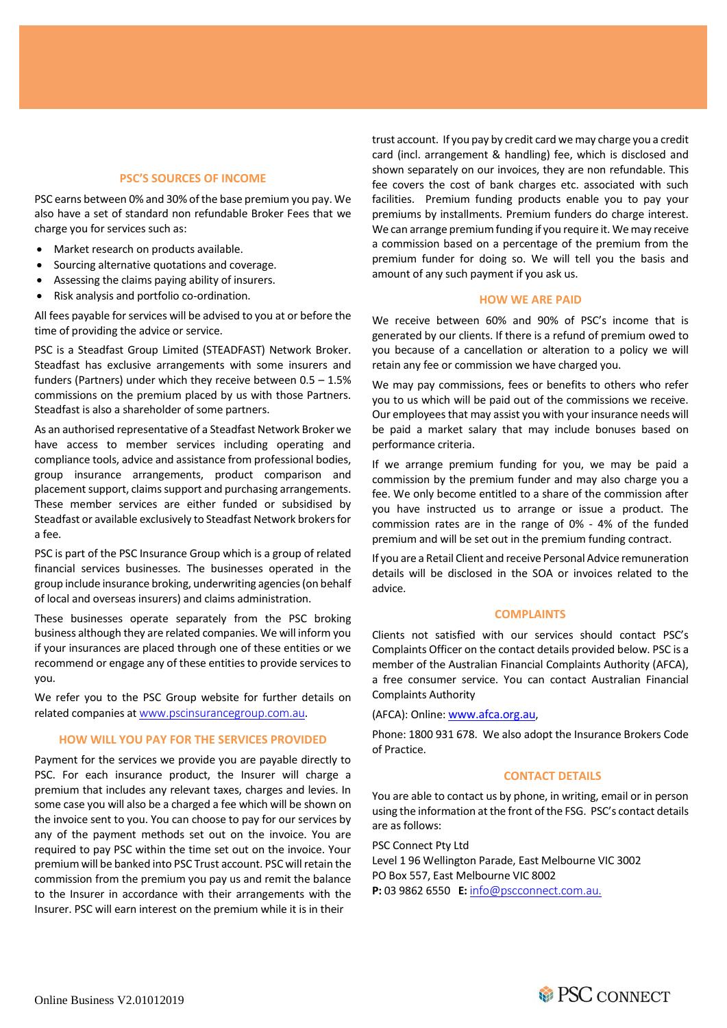## PSC'S SOURCES OF INCOME

PSC earns between 0% and 30% of the base premium you pay. We also have a set of standard non refundable Broker Fees that we charge you for services such as:

- Market research on products available.
- Sourcing alternative quotations and coverage.
- Assessing the claims paying ability of insurers.
- Risk analysis and portfolio co-ordination.

All fees payable for services will be advised to you at or before the time of providing the advice or service.

PSC is a Steadfast Group Limited (STEADFAST) Network Broker. Steadfast has exclusive arrangements with some insurers and funders (Partners) under which they receive between 0.5 – 1.5% commissions on the premium placed by us with those Partners. Steadfast is also a shareholder of some partners.

As an authorised representative of a Steadfast Network Broker we have access to member services including operating and compliance tools, advice and assistance from professional bodies, group insurance arrangements, product comparison and placement support, claims support and purchasing arrangements. These member services are either funded or subsidised by Steadfast or available exclusively to Steadfast Network brokers for a fee.

PSC is part of the PSC Insurance Group which is a group of related financial services businesses. The businesses operated in the group include insurance broking, underwriting agencies (on behalf of local and overseas insurers) and claims administration.

These businesses operate separately from the PSC broking business although they are related companies. We will inform you if your insurances are placed through one of these entities or we recommend or engage any of these entities to provide services to you.

We refer you to the PSC Group website for further details on related companies at www.pscinsurancegroup.com.au.

## HOW WILL YOU PAY FOR THE SERVICES PROVIDED

Payment for the services we provide you are payable directly to PSC. For each insurance product, the Insurer will charge a premium that includes any relevant taxes, charges and levies. In some case you will also be a charged a fee which will be shown on the invoice sent to you. You can choose to pay for our services by any of the payment methods set out on the invoice. You are required to pay PSC within the time set out on the invoice. Your premium will be banked into PSC Trust account. PSC will retain the commission from the premium you pay us and remit the balance to the Insurer in accordance with their arrangements with the Insurer. PSC will earn interest on the premium while it is in their trust account. If you pay by credit card we may charge you a credit card (incl. arrangement & handling) fee, which is disclosed and shown separately on our invoices, they are non refundable. This fee covers the cost of bank charges etc. associated with such facilities. Premium funding products enable you to pay your premiums by installments. Premium funders do charge interest. We can arrange premium funding if you require it. We may receive a commission based on a percentage of the premium from the premium funder for doing so. We will tell you the basis and amount of any such payment if you ask us.

## HOW WE ARE PAID

We receive between 60% and 90% of PSC's income that is generated by our clients. If there is a refund of premium owed to you because of a cancellation or alteration to a policy we will retain any fee or commission we have charged you.

We may pay commissions, fees or benefits to others who refer you to us which will be paid out of the commissions we receive. Our employees that may assist you with your insurance needs will be paid a market salary that may include bonuses based on performance criteria.

If we arrange premium funding for you, we may be paid a commission by the premium funder and may also charge you a fee. We only become entitled to a share of the commission after you have instructed us to arrange or issue a product. The commission rates are in the range of 0% - 4% of the funded premium and will be set out in the premium funding contract.

If you are a Retail Client and receive Personal Advice remuneration details will be disclosed in the SOA or invoices related to the advice.

## COMPLAINTS

Clients not satisfied with our services should contact PSC's Complaints Officer on the contact details provided below. PSC is a member of the Australian Financial Complaints Authority (AFCA), a free consumer service. You can contact Australian Financial Complaints Authority

(AFCA): Online: www.afca.org.au,

Phone: 1800 931 678. We also adopt the Insurance Brokers Code of Practice.

## CONTACT DETAILS

You are able to contact us by phone, in writing, email or in person using the information at the front of the FSG. PSC's contact details are as follows:

PSC Connect Pty Ltd
Level 1 96 Wellington Parade, East Melbourne VIC 3002
PO Box 557, East Melbourne VIC 8002
**P:** 03 9862 6550 **E:** info@pscconnect.com.au.

Online Business V2.01012019